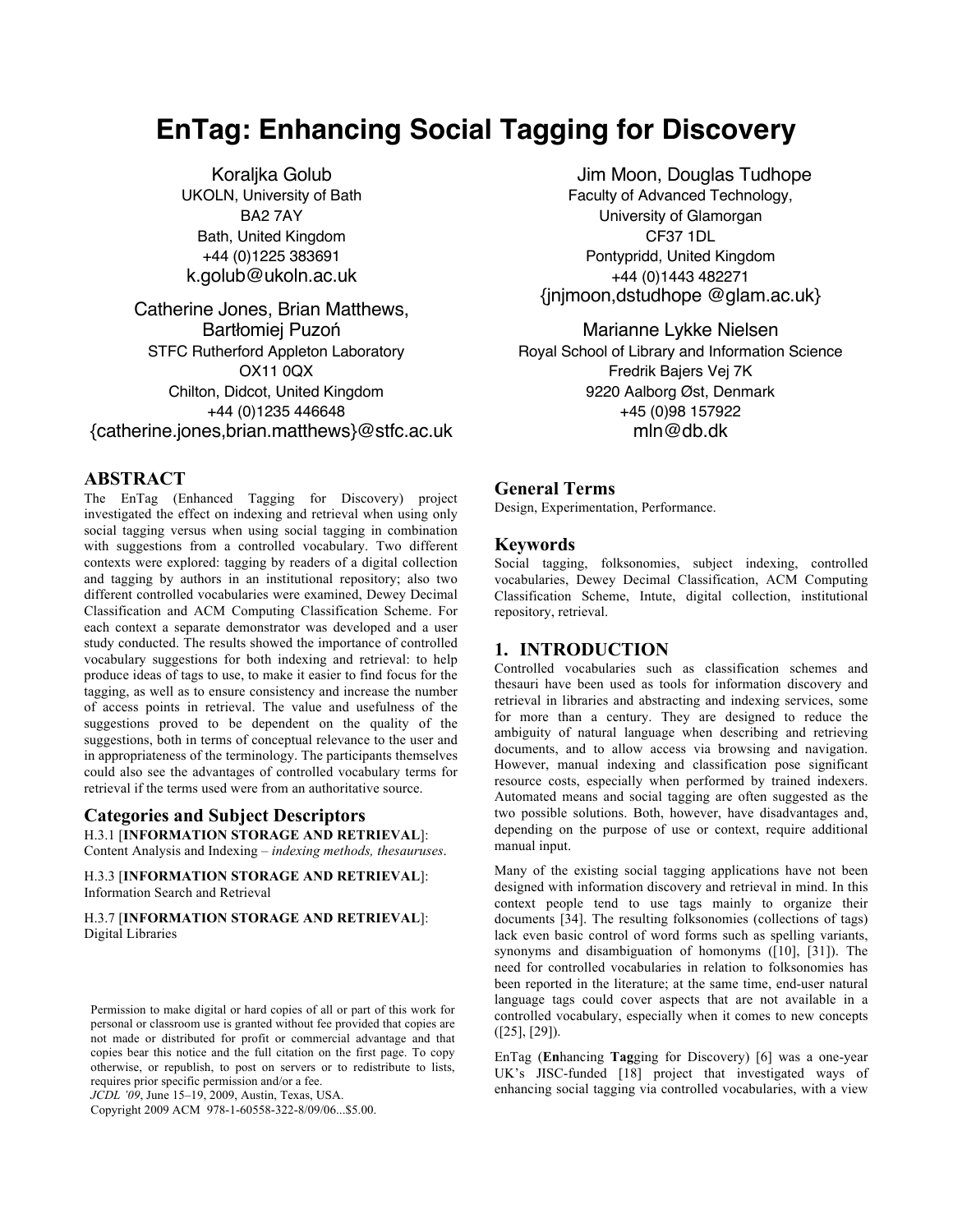# EnTag: Enhancing Social Tagging for Discovery

Koraljka Golub
UKOLN, University of Bath
BA2 7AY
Bath, United Kingdom
+44 (0)1225 383691
k.golub@ukoln.ac.uk

Jim Moon, Douglas Tudhope
Faculty of Advanced Technology,
University of Glamorgan
CF37 1DL
Pontypridd, United Kingdom
+44 (0)1443 482271
{jnjmoon,dstudhope @glam.ac.uk}

Catherine Jones, Brian Matthews, Bartłomiej Puzoń
STFC Rutherford Appleton Laboratory
OX11 0QX
Chilton, Didcot, United Kingdom
+44 (0)1235 446648
{catherine.jones,brian.matthews}@stfc.ac.uk

Marianne Lykke Nielsen
Royal School of Library and Information Science
Fredrik Bajers Vej 7K
9220 Aalborg Øst, Denmark
+45 (0)98 157922
mln@db.dk

## ABSTRACT

The EnTag (Enhanced Tagging for Discovery) project investigated the effect on indexing and retrieval when using only social tagging versus when using social tagging in combination with suggestions from a controlled vocabulary. Two different contexts were explored: tagging by readers of a digital collection and tagging by authors in an institutional repository; also two different controlled vocabularies were examined, Dewey Decimal Classification and ACM Computing Classification Scheme. For each context a separate demonstrator was developed and a user study conducted. The results showed the importance of controlled vocabulary suggestions for both indexing and retrieval: to help produce ideas of tags to use, to make it easier to find focus for the tagging, as well as to ensure consistency and increase the number of access points in retrieval. The value and usefulness of the suggestions proved to be dependent on the quality of the suggestions, both in terms of conceptual relevance to the user and in appropriateness of the terminology. The participants themselves could also see the advantages of controlled vocabulary terms for retrieval if the terms used were from an authoritative source.

### Categories and Subject Descriptors

H.3.1 [**INFORMATION STORAGE AND RETRIEVAL**]: Content Analysis and Indexing – *indexing methods, thesauruses*.

H.3.3 [**INFORMATION STORAGE AND RETRIEVAL**]: Information Search and Retrieval

H.3.7 [**INFORMATION STORAGE AND RETRIEVAL**]: Digital Libraries

Permission to make digital or hard copies of all or part of this work for personal or classroom use is granted without fee provided that copies are not made or distributed for profit or commercial advantage and that copies bear this notice and the full citation on the first page. To copy otherwise, or republish, to post on servers or to redistribute to lists, requires prior specific permission and/or a fee.
*JCDL '09*, June 15–19, 2009, Austin, Texas, USA.
Copyright 2009 ACM 978-1-60558-322-8/09/06...$5.00.

### General Terms

Design, Experimentation, Performance.

### Keywords

Social tagging, folksonomies, subject indexing, controlled vocabularies, Dewey Decimal Classification, ACM Computing Classification Scheme, Intute, digital collection, institutional repository, retrieval.

## 1. INTRODUCTION

Controlled vocabularies such as classification schemes and thesauri have been used as tools for information discovery and retrieval in libraries and abstracting and indexing services, some for more than a century. They are designed to reduce the ambiguity of natural language when describing and retrieving documents, and to allow access via browsing and navigation. However, manual indexing and classification pose significant resource costs, especially when performed by trained indexers. Automated means and social tagging are often suggested as the two possible solutions. Both, however, have disadvantages and, depending on the purpose of use or context, require additional manual input.

Many of the existing social tagging applications have not been designed with information discovery and retrieval in mind. In this context people tend to use tags mainly to organize their documents [34]. The resulting folksonomies (collections of tags) lack even basic control of word forms such as spelling variants, synonyms and disambiguation of homonyms ([10], [31]). The need for controlled vocabularies in relation to folksonomies has been reported in the literature; at the same time, end-user natural language tags could cover aspects that are not available in a controlled vocabulary, especially when it comes to new concepts ([25], [29]).

EnTag (**En**hancing **Tag**ging for Discovery) [6] was a one-year UK's JISC-funded [18] project that investigated ways of enhancing social tagging via controlled vocabularies, with a view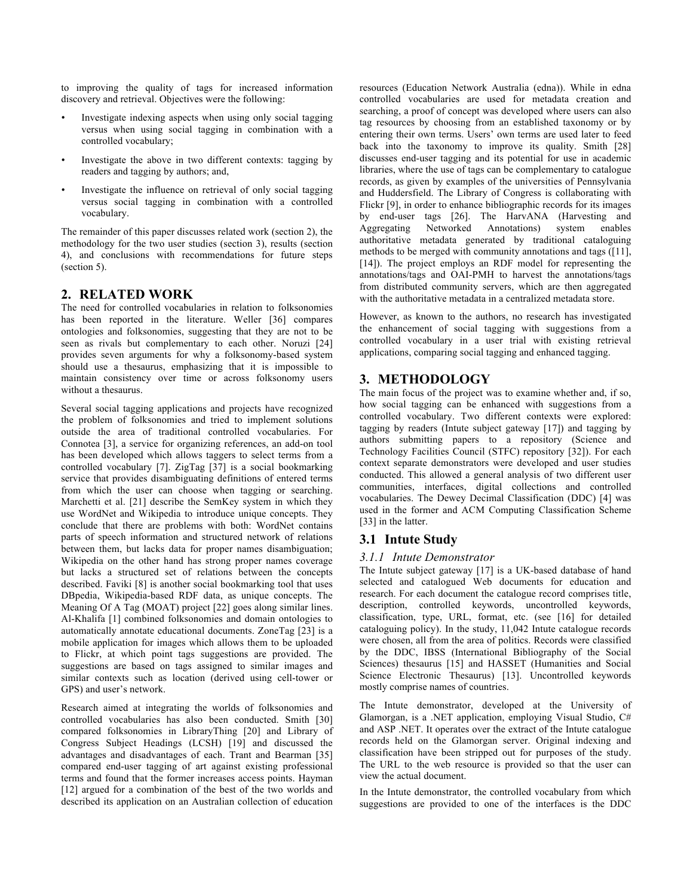to improving the quality of tags for increased information discovery and retrieval. Objectives were the following:

- Investigate indexing aspects when using only social tagging versus when using social tagging in combination with a controlled vocabulary;
- Investigate the above in two different contexts: tagging by readers and tagging by authors; and,
- Investigate the influence on retrieval of only social tagging versus social tagging in combination with a controlled vocabulary.

The remainder of this paper discusses related work (section 2), the methodology for the two user studies (section 3), results (section 4), and conclusions with recommendations for future steps (section 5).

## 2. RELATED WORK

The need for controlled vocabularies in relation to folksonomies has been reported in the literature. Weller [36] compares ontologies and folksonomies, suggesting that they are not to be seen as rivals but complementary to each other. Noruzi [24] provides seven arguments for why a folksonomy-based system should use a thesaurus, emphasizing that it is impossible to maintain consistency over time or across folksonomy users without a thesaurus.

Several social tagging applications and projects have recognized the problem of folksonomies and tried to implement solutions outside the area of traditional controlled vocabularies. For Connotea [3], a service for organizing references, an add-on tool has been developed which allows taggers to select terms from a controlled vocabulary [7]. ZigTag [37] is a social bookmarking service that provides disambiguating definitions of entered terms from which the user can choose when tagging or searching. Marchetti et al. [21] describe the SemKey system in which they use WordNet and Wikipedia to introduce unique concepts. They conclude that there are problems with both: WordNet contains parts of speech information and structured network of relations between them, but lacks data for proper names disambiguation; Wikipedia on the other hand has strong proper names coverage but lacks a structured set of relations between the concepts described. Faviki [8] is another social bookmarking tool that uses DBpedia, Wikipedia-based RDF data, as unique concepts. The Meaning Of A Tag (MOAT) project [22] goes along similar lines. Al-Khalifa [1] combined folksonomies and domain ontologies to automatically annotate educational documents. ZoneTag [23] is a mobile application for images which allows them to be uploaded to Flickr, at which point tags suggestions are provided. The suggestions are based on tags assigned to similar images and similar contexts such as location (derived using cell-tower or GPS) and user's network.

Research aimed at integrating the worlds of folksonomies and controlled vocabularies has also been conducted. Smith [30] compared folksonomies in LibraryThing [20] and Library of Congress Subject Headings (LCSH) [19] and discussed the advantages and disadvantages of each. Trant and Bearman [35] compared end-user tagging of art against existing professional terms and found that the former increases access points. Hayman [12] argued for a combination of the best of the two worlds and described its application on an Australian collection of education resources (Education Network Australia (edna)). While in edna controlled vocabularies are used for metadata creation and searching, a proof of concept was developed where users can also tag resources by choosing from an established taxonomy or by entering their own terms. Users' own terms are used later to feed back into the taxonomy to improve its quality. Smith [28] discusses end-user tagging and its potential for use in academic libraries, where the use of tags can be complementary to catalogue records, as given by examples of the universities of Pennsylvania and Huddersfield. The Library of Congress is collaborating with Flickr [9], in order to enhance bibliographic records for its images by end-user tags [26]. The HarvANA (Harvesting and Aggregating Networked Annotations) system enables authoritative metadata generated by traditional cataloguing methods to be merged with community annotations and tags ([11], [14]). The project employs an RDF model for representing the annotations/tags and OAI-PMH to harvest the annotations/tags from distributed community servers, which are then aggregated with the authoritative metadata in a centralized metadata store.

However, as known to the authors, no research has investigated the enhancement of social tagging with suggestions from a controlled vocabulary in a user trial with existing retrieval applications, comparing social tagging and enhanced tagging.

## 3. METHODOLOGY

The main focus of the project was to examine whether and, if so, how social tagging can be enhanced with suggestions from a controlled vocabulary. Two different contexts were explored: tagging by readers (Intute subject gateway [17]) and tagging by authors submitting papers to a repository (Science and Technology Facilities Council (STFC) repository [32]). For each context separate demonstrators were developed and user studies conducted. This allowed a general analysis of two different user communities, interfaces, digital collections and controlled vocabularies. The Dewey Decimal Classification (DDC) [4] was used in the former and ACM Computing Classification Scheme [33] in the latter.

### 3.1 Intute Study

#### *3.1.1 Intute Demonstrator*

The Intute subject gateway [17] is a UK-based database of hand selected and catalogued Web documents for education and research. For each document the catalogue record comprises title, description, controlled keywords, uncontrolled keywords, classification, type, URL, format, etc. (see [16] for detailed cataloguing policy). In the study, 11,042 Intute catalogue records were chosen, all from the area of politics. Records were classified by the DDC, IBSS (International Bibliography of the Social Sciences) thesaurus [15] and HASSET (Humanities and Social Science Electronic Thesaurus) [13]. Uncontrolled keywords mostly comprise names of countries.

The Intute demonstrator, developed at the University of Glamorgan, is a .NET application, employing Visual Studio, C# and ASP .NET. It operates over the extract of the Intute catalogue records held on the Glamorgan server. Original indexing and classification have been stripped out for purposes of the study. The URL to the web resource is provided so that the user can view the actual document.

In the Intute demonstrator, the controlled vocabulary from which suggestions are provided to one of the interfaces is the DDC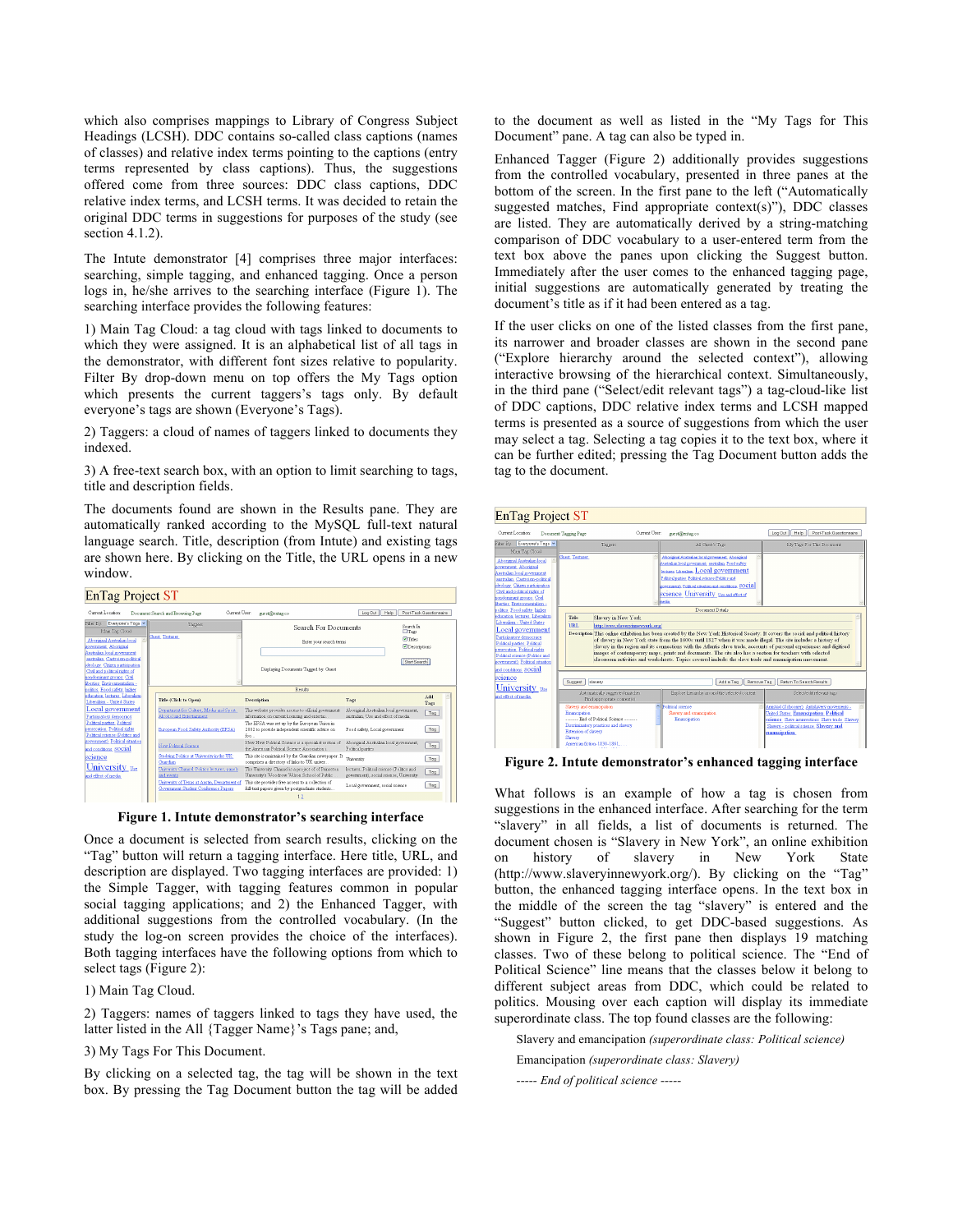which also comprises mappings to Library of Congress Subject Headings (LCSH). DDC contains so-called class captions (names of classes) and relative index terms pointing to the captions (entry terms represented by class captions). Thus, the suggestions offered come from three sources: DDC class captions, DDC relative index terms, and LCSH terms. It was decided to retain the original DDC terms in suggestions for purposes of the study (see section 4.1.2).

The Intute demonstrator [4] comprises three major interfaces: searching, simple tagging, and enhanced tagging. Once a person logs in, he/she arrives to the searching interface (Figure 1). The searching interface provides the following features:

1) Main Tag Cloud: a tag cloud with tags linked to documents to which they were assigned. It is an alphabetical list of all tags in the demonstrator, with different font sizes relative to popularity. Filter By drop-down menu on top offers the My Tags option which presents the current tagger's tags only. By default everyone's tags are shown (Everyone's Tags).

2) Taggers: a cloud of names of taggers linked to documents they indexed.

3) A free-text search box, with an option to limit searching to tags, title and description fields.

The documents found are shown in the Results pane. They are automatically ranked according to the MySQL full-text natural language search. Title, description (from Intute) and existing tags are shown here. By clicking on the Title, the URL opens in a new window.

**Figure 1. Intute demonstrator's searching interface**

Once a document is selected from search results, clicking on the "Tag" button will return a tagging interface. Here title, URL, and description are displayed. Two tagging interfaces are provided: 1) the Simple Tagger, with tagging features common in popular social tagging applications; and 2) the Enhanced Tagger, with additional suggestions from the controlled vocabulary. (In the study the log-on screen provides the choice of the interfaces). Both tagging interfaces have the following options from which to select tags (Figure 2):

1) Main Tag Cloud.

2) Taggers: names of taggers linked to tags they have used, the latter listed in the All {Tagger Name}'s Tags pane; and,

3) My Tags For This Document.

By clicking on a selected tag, the tag will be shown in the text box. By pressing the Tag Document button the tag will be added to the document as well as listed in the "My Tags for This Document" pane. A tag can also be typed in.

Enhanced Tagger (Figure 2) additionally provides suggestions from the controlled vocabulary, presented in three panes at the bottom of the screen. In the first pane to the left ("Automatically suggested matches, Find appropriate context(s)"), DDC classes are listed. They are automatically derived by a string-matching comparison of DDC vocabulary to a user-entered term from the text box above the panes upon clicking the Suggest button. Immediately after the user comes to the enhanced tagging page, initial suggestions are automatically generated by treating the document's title as if it had been entered as a tag.

If the user clicks on one of the listed classes from the first pane, its narrower and broader classes are shown in the second pane ("Explore hierarchy around the selected context"), allowing interactive browsing of the hierarchical context. Simultaneously, in the third pane ("Select/edit relevant tags") a tag-cloud-like list of DDC captions, DDC relative index terms and LCSH mapped terms is presented as a source of suggestions from which the user may select a tag. Selecting a tag copies it to the text box, where it can be further edited; pressing the Tag Document button adds the tag to the document.

**Figure 2. Intute demonstrator's enhanced tagging interface**

What follows is an example of how a tag is chosen from suggestions in the enhanced interface. After searching for the term "slavery" in all fields, a list of documents is returned. The document chosen is "Slavery in New York", an online exhibition on history of slavery in New York State (http://www.slaveryinnewyork.org/). By clicking on the "Tag" button, the enhanced tagging interface opens. In the text box in the middle of the screen the tag "slavery" is entered and the "Suggest" button clicked, to get DDC-based suggestions. As shown in Figure 2, the first pane then displays 19 matching classes. Two of these belong to political science. The "End of Political Science" line means that the classes below it belong to different subject areas from DDC, which could be related to politics. Mousing over each caption will display its immediate superordinate class. The top found classes are the following:

Slavery and emancipation *(superordinate class: Political science)*

Emancipation *(superordinate class: Slavery)*

*----- End of political science -----*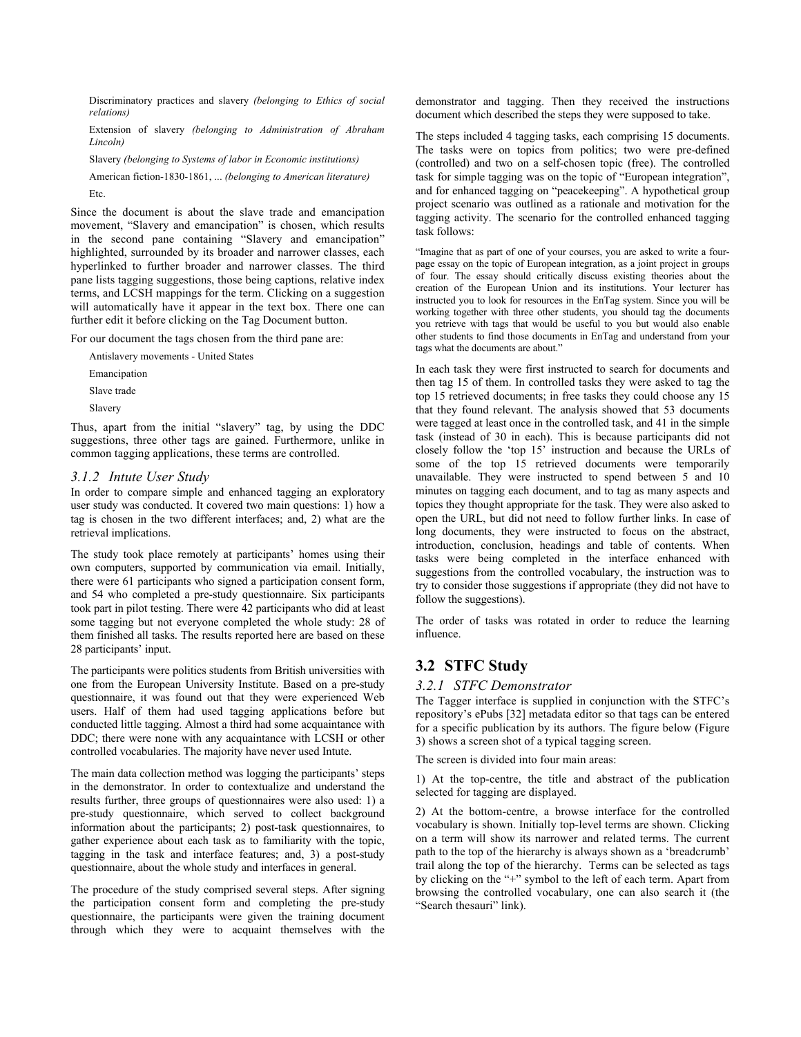Discriminatory practices and slavery *(belonging to Ethics of social relations)*

Extension of slavery *(belonging to Administration of Abraham Lincoln)*

Slavery *(belonging to Systems of labor in Economic institutions)*

American fiction-1830-1861, ... *(belonging to American literature)*

Etc.

Since the document is about the slave trade and emancipation movement, "Slavery and emancipation" is chosen, which results in the second pane containing "Slavery and emancipation" highlighted, surrounded by its broader and narrower classes, each hyperlinked to further broader and narrower classes. The third pane lists tagging suggestions, those being captions, relative index terms, and LCSH mappings for the term. Clicking on a suggestion will automatically have it appear in the text box. There one can further edit it before clicking on the Tag Document button.

For our document the tags chosen from the third pane are:

Antislavery movements - United States

Emancipation

Slave trade

Slavery

Thus, apart from the initial "slavery" tag, by using the DDC suggestions, three other tags are gained. Furthermore, unlike in common tagging applications, these terms are controlled.

### *3.1.2 Intute User Study*

In order to compare simple and enhanced tagging an exploratory user study was conducted. It covered two main questions: 1) how a tag is chosen in the two different interfaces; and, 2) what are the retrieval implications.

The study took place remotely at participants' homes using their own computers, supported by communication via email. Initially, there were 61 participants who signed a participation consent form, and 54 who completed a pre-study questionnaire. Six participants took part in pilot testing. There were 42 participants who did at least some tagging but not everyone completed the whole study: 28 of them finished all tasks. The results reported here are based on these 28 participants' input.

The participants were politics students from British universities with one from the European University Institute. Based on a pre-study questionnaire, it was found out that they were experienced Web users. Half of them had used tagging applications before but conducted little tagging. Almost a third had some acquaintance with DDC; there were none with any acquaintance with LCSH or other controlled vocabularies. The majority have never used Intute.

The main data collection method was logging the participants' steps in the demonstrator. In order to contextualize and understand the results further, three groups of questionnaires were also used: 1) a pre-study questionnaire, which served to collect background information about the participants; 2) post-task questionnaires, to gather experience about each task as to familiarity with the topic, tagging in the task and interface features; and, 3) a post-study questionnaire, about the whole study and interfaces in general.

The procedure of the study comprised several steps. After signing the participation consent form and completing the pre-study questionnaire, the participants were given the training document through which they were to acquaint themselves with the demonstrator and tagging. Then they received the instructions document which described the steps they were supposed to take.

The steps included 4 tagging tasks, each comprising 15 documents. The tasks were on topics from politics; two were pre-defined (controlled) and two on a self-chosen topic (free). The controlled task for simple tagging was on the topic of "European integration", and for enhanced tagging on "peacekeeping". A hypothetical group project scenario was outlined as a rationale and motivation for the tagging activity. The scenario for the controlled enhanced tagging task follows:

"Imagine that as part of one of your courses, you are asked to write a four-page essay on the topic of European integration, as a joint project in groups of four. The essay should critically discuss existing theories about the creation of the European Union and its institutions. Your lecturer has instructed you to look for resources in the EnTag system. Since you will be working together with three other students, you should tag the documents you retrieve with tags that would be useful to you but would also enable other students to find those documents in EnTag and understand from your tags what the documents are about."

In each task they were first instructed to search for documents and then tag 15 of them. In controlled tasks they were asked to tag the top 15 retrieved documents; in free tasks they could choose any 15 that they found relevant. The analysis showed that 53 documents were tagged at least once in the controlled task, and 41 in the simple task (instead of 30 in each). This is because participants did not closely follow the 'top 15' instruction and because the URLs of some of the top 15 retrieved documents were temporarily unavailable. They were instructed to spend between 5 and 10 minutes on tagging each document, and to tag as many aspects and topics they thought appropriate for the task. They were also asked to open the URL, but did not need to follow further links. In case of long documents, they were instructed to focus on the abstract, introduction, conclusion, headings and table of contents. When tasks were being completed in the interface enhanced with suggestions from the controlled vocabulary, the instruction was to try to consider those suggestions if appropriate (they did not have to follow the suggestions).

The order of tasks was rotated in order to reduce the learning influence.

## 3.2 STFC Study

### *3.2.1 STFC Demonstrator*

The Tagger interface is supplied in conjunction with the STFC's repository's ePubs [32] metadata editor so that tags can be entered for a specific publication by its authors. The figure below (Figure 3) shows a screen shot of a typical tagging screen.

The screen is divided into four main areas:

1) At the top-centre, the title and abstract of the publication selected for tagging are displayed.

2) At the bottom-centre, a browse interface for the controlled vocabulary is shown. Initially top-level terms are shown. Clicking on a term will show its narrower and related terms. The current path to the top of the hierarchy is always shown as a 'breadcrumb' trail along the top of the hierarchy. Terms can be selected as tags by clicking on the "+" symbol to the left of each term. Apart from browsing the controlled vocabulary, one can also search it (the "Search thesauri" link).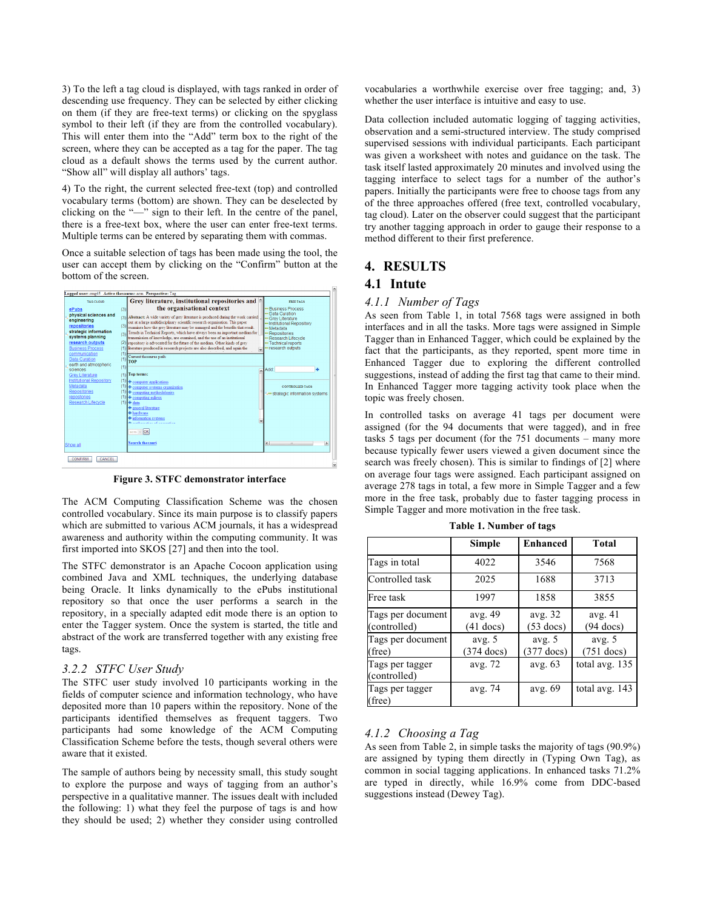3) To the left a tag cloud is displayed, with tags ranked in order of descending use frequency. They can be selected by either clicking on them (if they are free-text terms) or clicking on the spyglass symbol to their left (if they the controlled vocabulary). This will enter them into the "Add" term box to the right of the screen, where they can be accepted as a tag for the paper. The tag cloud as a default shows the terms used by the current author. "Show all" will display all authors' tags.

4) To the right, the current selected free-text (top) and controlled vocabulary terms (bottom) are shown. They can be deselected by clicking on the "—" sign to their left. In the centre of the panel, there is a free-text box, where the user can enter free-text terms. Multiple terms can be entered by separating them with commas.

Once a suitable selection of tags has been made using the tool, the user can accept them by clicking on the "Confirm" button at the bottom of the screen.

**Figure 3. STFC demonstrator interface**

The ACM Computing Classification Scheme was the chosen controlled vocabulary. Since its main purpose is to classify papers which are submitted to various ACM journals, it has a widespread awareness and authority within the computing community. It was first imported into SKOS [27] and then into the tool.

The STFC demonstrator is an Apache Cocoon application using combined Java and XML techniques, the underlying database being Oracle. It links dynamically to the ePubs institutional repository so that once the user performs a search in the repository, in a specially adapted edit mode there is an option to enter the Tagger system. Once the system is started, the title and abstract of the work are transferred together with any existing free tags.

### *3.2.2 STFC User Study*

The STFC user study involved 10 participants working in the fields of computer science and information technology, who have deposited more than 10 papers within the repository. None of the participants identified themselves as frequent taggers. Two participants had some knowledge of the ACM Computing Classification Scheme before the tests, though several others were aware that it existed.

The sample of authors being by necessity small, this study sought to explore the purpose and ways of tagging from an author's perspective in a qualitative manner. The issues dealt with included the following: 1) what they feel the purpose of tags is and how they should be used; 2) whether they consider using controlled vocabularies a worthwhile exercise over free tagging; and, 3) whether the user interface is intuitive and easy to use.

Data collection included automatic logging of tagging activities, observation and a semi-structured interview. The study comprised supervised sessions with individual participants. Each participant was given a worksheet with notes and guidance on the task. The task itself lasted approximately 20 minutes and involved using the tagging interface to select tags for a number of the author's papers. Initially the participants were free to choose tags from any of the three approaches offered (free text, controlled vocabulary, tag cloud). Later on the observer could suggest that the participant try another tagging approach in order to gauge their response to a method different to their first preference.

## 4. RESULTS

### 4.1 Intute

### *4.1.1 Number of Tags*

As seen from Table 1, in total 7568 tags were assigned in both interfaces and in all the tasks. More tags were assigned in Simple Tagger than in Enhanced Tagger, which could be explained by the fact that the participants, as they reported, spent more time in Enhanced Tagger due to exploring the different controlled suggestions, instead of adding the first tag that came to their mind. In Enhanced Tagger more tagging activity took place when the topic was freely chosen.

In controlled tasks on average 41 tags per document were assigned (for the 94 documents that were tagged), and in free tasks 5 tags per document (for the 751 documents – many more because typically fewer users viewed a given document since the search was freely chosen). This is similar to findings of [2] where on average four tags were assigned. Each participant assigned on average 278 tags in total, a few more in Simple Tagger and a few more in the free task, probably due to faster tagging process in Simple Tagger and more motivation in the free task.

**Table 1. Number of tags**

| | Simple | Enhanced | Total |
|---|---|---|---|
| Tags in total | 4022 | 3546 | 7568 |
| Controlled task | 2025 | 1688 | 3713 |
| Free task | 1997 | 1858 | 3855 |
| Tags per document (controlled) | avg. 49 (41 docs) | avg. 32 (53 docs) | avg. 41 (94 docs) |
| Tags per document (free) | avg. 5 (374 docs) | avg. 5 (377 docs) | avg. 5 (751 docs) |
| Tags per tagger (controlled) | avg. 72 | avg. 63 | total avg. 135 |
| Tags per tagger (free) | avg. 74 | avg. 69 | total avg. 143 |

### *4.1.2 Choosing a Tag*

As seen from Table 2, in simple tasks the majority of tags (90.9%) are assigned by typing them directly in (Typing Own Tag), as common in social tagging applications. In enhanced tasks 71.2% are typed in directly, while 16.9% come from DDC-based suggestions instead (Dewey Tag).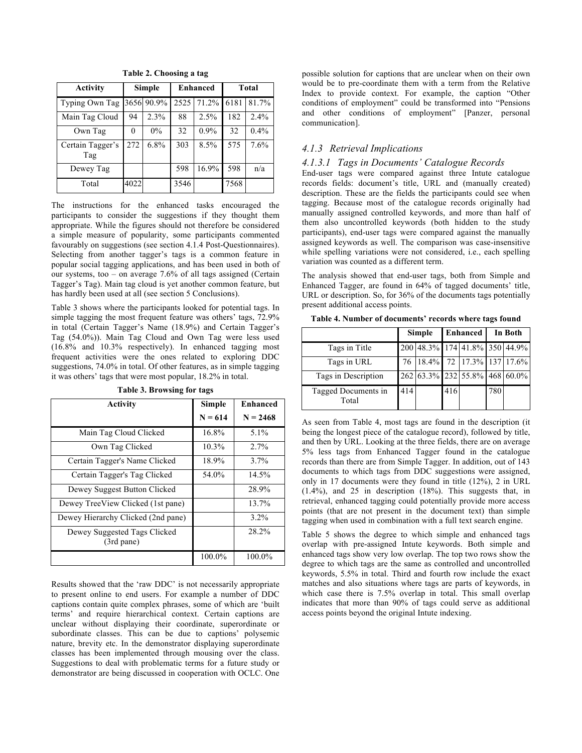**Table 2. Choosing a tag**

| Activity | Simple | | Enhanced | | Total | |
|---|---|---|---|---|---|---|
| Typing Own Tag | 3656 | 90.9% | 2525 | 71.2% | 6181 | 81.7% |
| Main Tag Cloud | 94 | 2.3% | 88 | 2.5% | 182 | 2.4% |
| Own Tag | 0 | 0% | 32 | 0.9% | 32 | 0.4% |
| Certain Tagger's Tag | 272 | 6.8% | 303 | 8.5% | 575 | 7.6% |
| Dewey Tag | | | 598 | 16.9% | 598 | n/a |
| Total | 4022 | | 3546 | | 7568 | |

The instructions for the enhanced tasks encouraged the participants to consider the suggestions if they thought them appropriate. While the figures should not therefore be considered a simple measure of popularity, some participants commented favourably on suggestions (see section 4.1.4 Post-Questionnaires). Selecting from another tagger's tags is a common feature in popular social tagging applications, and has been used in both of our systems, too – on average 7.6% of all tags assigned (Certain Tagger's Tag). Main tag cloud is yet another common feature, but has hardly been used at all (see section 5 Conclusions).

Table 3 shows where the participants looked for potential tags. In simple tagging the most frequent feature was others' tags, 72.9% in total (Certain Tagger's Name (18.9%) and Certain Tagger's Tag (54.0%)). Main Tag Cloud and Own Tag were less used (16.8% and 10.3% respectively). In enhanced tagging most frequent activities were the ones related to exploring DDC suggestions, 74.0% in total. Of other features, as in simple tagging it was others' tags that were most popular, 18.2% in total.

**Table 3. Browsing for tags**

| Activity | Simple N = 614 | Enhanced N = 2468 |
|---|---|---|
| Main Tag Cloud Clicked | 16.8% | 5.1% |
| Own Tag Clicked | 10.3% | 2.7% |
| Certain Tagger's Name Clicked | 18.9% | 3.7% |
| Certain Tagger's Tag Clicked | 54.0% | 14.5% |
| Dewey Suggest Button Clicked | | 28.9% |
| Dewey TreeView Clicked (1st pane) | | 13.7% |
| Dewey Hierarchy Clicked (2nd pane) | | 3.2% |
| Dewey Suggested Tags Clicked (3rd pane) | | 28.2% |
| | 100.0% | 100.0% |

Results showed that the 'raw DDC' is not necessarily appropriate to present online to end users. For example a number of DDC captions contain quite complex phrases, some of which are 'built terms' and require hierarchical context. Certain captions are unclear without displaying their coordinate, superordinate or subordinate classes. This can be due to captions' polysemic nature, brevity etc. In the demonstrator displaying superordinate classes has been implemented through mousing over the class. Suggestions to deal with problematic terms for a future study or demonstrator are being discussed in cooperation with OCLC. One possible solution for captions that are unclear when on their own would be to pre-coordinate them with a term from the Relative Index to provide context. For example, the caption "Other conditions of employment" could be transformed into "Pensions and other conditions of employment" [Panzer, personal communication].

### *4.1.3 Retrieval Implications*

#### *4.1.3.1 Tags in Documents' Catalogue Records*

End-user tags were compared against three Intute catalogue records fields: document's title, URL and (manually created) description. These are the fields the participants could see when tagging. Because most of the catalogue records originally had manually assigned controlled keywords, and more than half of them also uncontrolled keywords (both hidden to the study participants), end-user tags were compared against the manually assigned keywords as well. The comparison was case-insensitive while spelling variations were not considered, i.e., each spelling variation was counted as a different term.

The analysis showed that end-user tags, both from Simple and Enhanced Tagger, are found in 64% of tagged documents' title, URL or description. So, for 36% of the documents tags potentially present additional access points.

**Table 4. Number of documents' records where tags found**

| | Simple | | Enhanced | | In Both | |
|---|---|---|---|---|---|---|
| Tags in Title | 200 | 48.3% | 174 | 41.8% | 350 | 44.9% |
| Tags in URL | 76 | 18.4% | 72 | 17.3% | 137 | 17.6% |
| Tags in Description | 262 | 63.3% | 232 | 55.8% | 468 | 60.0% |
| Tagged Documents in Total | 414 | | 416 | | 780 | |

As seen from Table 4, most tags are found in the description (it being the longest piece of the catalogue record), followed by title, and then by URL. Looking at the three fields, there are on average 5% less tags from Enhanced Tagger found in the catalogue records than there are from Simple Tagger. In addition, out of 143 documents to which tags from DDC suggestions were assigned, only in 17 documents were they found in title (12%), 2 in URL (1.4%), and 25 in description (18%). This suggests that, in retrieval, enhanced tagging could potentially provide more access points (that are not present in the document text) than simple tagging when used in combination with a full text search engine.

Table 5 shows the degree to which simple and enhanced tags overlap with pre-assigned Intute keywords. Both simple and enhanced tags show very low overlap. The top two rows show the degree to which tags are the same as controlled and uncontrolled keywords, 5.5% in total. Third and fourth row include the exact matches and also situations where tags are parts of keywords, in which case there is 7.5% overlap in total. This small overlap indicates that more than 90% of tags could serve as additional access points beyond the original Intute indexing.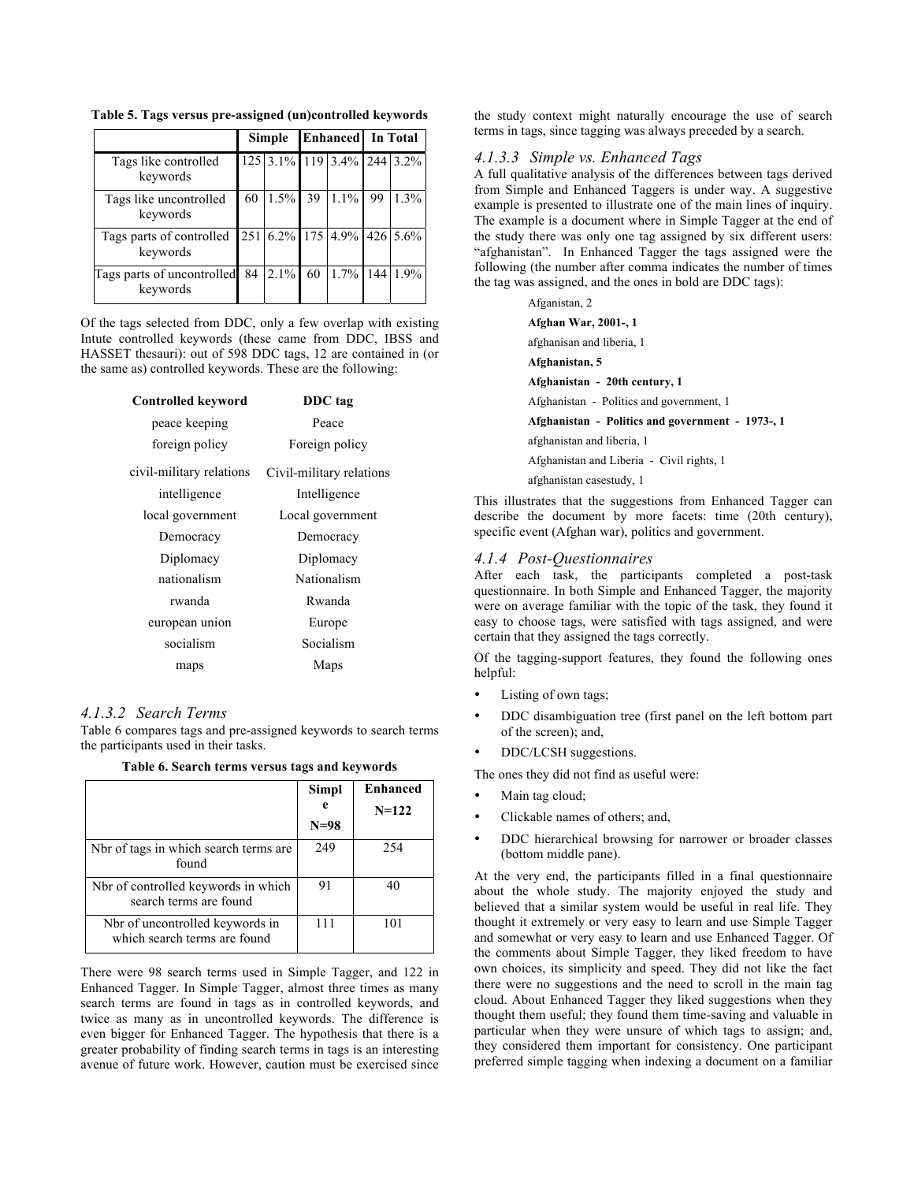**Table 5. Tags versus pre-assigned (un)controlled keywords**

| | Simple | | Enhanced | | In Total | |
|---|---|---|---|---|---|---|
| Tags like controlled keywords | 125 | 3.1% | 119 | 3.4% | 244 | 3.2% |
| Tags like uncontrolled keywords | 60 | 1.5% | 39 | 1.1% | 99 | 1.3% |
| Tags parts of controlled keywords | 251 | 6.2% | 175 | 4.9% | 426 | 5.6% |
| Tags parts of uncontrolled keywords | 84 | 2.1% | 60 | 1.7% | 144 | 1.9% |

Of the tags selected from DDC, only a few overlap with existing Intute controlled keywords (these came from DDC, IBSS and HASSET thesauri): out of 598 DDC tags, 12 are contained in (or the same as) controlled keywords. These are the following:

| Controlled keyword | DDC tag |
|---|---|
| peace keeping | Peace |
| foreign policy | Foreign policy |
| civil-military relations | Civil-military relations |
| intelligence | Intelligence |
| local government | Local government |
| Democracy | Democracy |
| Diplomacy | Diplomacy |
| nationalism | Nationalism |
| rwanda | Rwanda |
| european union | Europe |
| socialism | Socialism |
| maps | Maps |

#### *4.1.3.2 Search Terms*

Table 6 compares tags and pre-assigned keywords to search terms the participants used in their tasks.

**Table 6. Search terms versus tags and keywords**

| | Simple N=98 | Enhanced N=122 |
|---|---|---|
| Nbr of tags in which search terms are found | 249 | 254 |
| Nbr of controlled keywords in which search terms are found | 91 | 40 |
| Nbr of uncontrolled keywords in which search terms are found | 111 | 101 |

There were 98 search terms used in Simple Tagger, and 122 in Enhanced Tagger. In Simple Tagger, almost three times as many search terms are found in tags as in controlled keywords, and twice as many as in uncontrolled keywords. The difference is even bigger for Enhanced Tagger. The hypothesis that there is a greater probability of finding search terms in tags is an interesting avenue of future work. However, caution must be exercised since the study context might naturally encourage the use of search terms in tags, since tagging was always preceded by a search.

#### *4.1.3.3 Simple vs. Enhanced Tags*

A full qualitative analysis of the differences between tags derived from Simple and Enhanced Taggers is under way. A suggestive example is presented to illustrate one of the main lines of inquiry. The example is a document where in Simple Tagger at the end of the study there was only one tag assigned by six different users: "afghanistan". In Enhanced Tagger the tags assigned were the following (the number after comma indicates the number of times the tag was assigned, and the ones in bold are DDC tags):

Afganistan, 2
**Afghan War, 2001-, 1**
afghanisan and liberia, 1
**Afghanistan, 5**
**Afghanistan - 20th century, 1**
Afghanistan - Politics and government, 1
**Afghanistan - Politics and government - 1973-, 1**
afghanistan and liberia, 1
Afghanistan and Liberia - Civil rights, 1
afghanistan casestudy, 1

This illustrates that the suggestions from Enhanced Tagger can describe the document by more facets: time (20th century), specific event (Afghan war), politics and government.

### *4.1.4 Post-Questionnaires*

After each task, the participants completed a post-task questionnaire. In both Simple and Enhanced Tagger, the majority were on average familiar with the topic of the task, they found it easy to choose tags, were satisfied with tags assigned, and were certain that they assigned the tags correctly.

Of the tagging-support features, they found the following ones helpful:

- Listing of own tags;
- DDC disambiguation tree (first panel on the left bottom part of the screen); and,
- DDC/LCSH suggestions.

The ones they did not find as useful were:

- Main tag cloud;
- Clickable names of others; and,
- DDC hierarchical browsing for narrower or broader classes (bottom middle pane).

At the very end, the participants filled in a final questionnaire about the whole study. The majority enjoyed the study and believed that a similar system would be useful in real life. They thought it extremely or very easy to learn and use Simple Tagger and somewhat or very easy to learn and use Enhanced Tagger. Of the comments about Simple Tagger, they liked freedom to have own choices, its simplicity and speed. They did not like the fact there were no suggestions and the need to scroll in the main tag cloud. About Enhanced Tagger they liked suggestions when they thought them useful; they found them time-saving and valuable in particular when they were unsure of which tags to assign; and, they considered them important for consistency. One participant preferred simple tagging when indexing a document on a familiar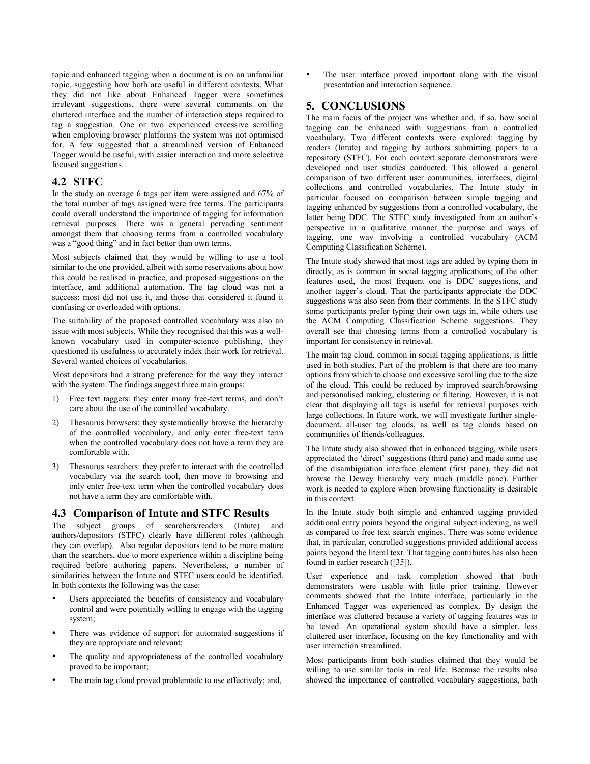topic and enhanced tagging when a document is on an unfamiliar topic, suggesting how both are useful in different contexts. What they did not like about Enhanced Tagger were sometimes irrelevant suggestions, there were several comments on the cluttered interface and the number of interaction steps required to tag a suggestion. One or two experienced excessive scrolling when employing browser platforms the system was not optimised for. A few suggested that a streamlined version of Enhanced Tagger would be useful, with easier interaction and more selective focused suggestions.

## 4.2 STFC

In the study on average 6 tags per item were assigned and 67% of the total number of tags assigned were free terms. The participants could overall understand the importance of tagging for information retrieval purposes. There was a general pervading sentiment amongst them that choosing terms from a controlled vocabulary was a "good thing" and in fact better than own terms.

Most subjects claimed that they would be willing to use a tool similar to the one provided, albeit with some reservations about how this could be realised in practice, and proposed suggestions on the interface, and additional automation. The tag cloud was not a success: most did not use it, and those that considered it found it confusing or overloaded with options.

The suitability of the proposed controlled vocabulary was also an issue with most subjects. While they recognised that this was a well-known vocabulary used in computer-science publishing, they questioned its usefulness to accurately index their work for retrieval. Several wanted choices of vocabularies.

Most depositors had a strong preference for the way they interact with the system. The findings suggest three main groups:

1) Free text taggers: they enter many free-text terms, and don't care about the use of the controlled vocabulary.
2) Thesaurus browsers: they systematically browse the hierarchy of the controlled vocabulary, and only enter free-text term when the controlled vocabulary does not have a term they are comfortable with.
3) Thesaurus searchers: they prefer to interact with the controlled vocabulary via the search tool, then move to browsing and only enter free-text term when the controlled vocabulary does not have a term they are comfortable with.

## 4.3 Comparison of Intute and STFC Results

The subject groups of searchers/readers (Intute) and authors/depositors (STFC) clearly have different roles (although they can overlap). Also regular depositors tend to be more mature than the searchers, due to more experience within a discipline being required before authoring papers. Nevertheless, a number of similarities between the Intute and STFC users could be identified. In both contexts the following was the case:

- Users appreciated the benefits of consistency and vocabulary control and were potentially willing to engage with the tagging system;
- There was evidence of support for automated suggestions if they are appropriate and relevant;
- The quality and appropriateness of the controlled vocabulary proved to be important;
- The main tag cloud proved problematic to use effectively; and,
- The user interface proved important along with the visual presentation and interaction sequence.

# 5. CONCLUSIONS

The main focus of the project was whether and, if so, how social tagging can be enhanced with suggestions from a controlled vocabulary. Two different contexts were explored: tagging by readers (Intute) and tagging by authors submitting papers to a repository (STFC). For each context separate demonstrators were developed and user studies conducted. This allowed a general comparison of two different user communities, interfaces, digital collections and controlled vocabularies. The Intute study in particular focused on comparison between simple tagging and tagging enhanced by suggestions from a controlled vocabulary, the latter being DDC. The STFC study investigated from an author's perspective in a qualitative manner the purpose and ways of tagging, one way involving a controlled vocabulary (ACM Computing Classification Scheme).

The Intute study showed that most tags are added by typing them in directly, as is common in social tagging applications; of the other features used, the most frequent one is DDC suggestions, and another tagger's cloud. That the participants appreciate the DDC suggestions was also seen from their comments. In the STFC study some participants prefer typing their own tags in, while others use the ACM Computing Classification Scheme suggestions. They overall see that choosing terms from a controlled vocabulary is important for consistency in retrieval.

The main tag cloud, common in social tagging applications, is little used in both studies. Part of the problem is that there are too many options from which to choose and excessive scrolling due to the size of the cloud. This could be reduced by improved search/browsing and personalised ranking, clustering or filtering. However, it is not clear that displaying all tags is useful for retrieval purposes with large collections. In future work, we will investigate further single-document, all-user tag clouds, as well as tag clouds based on communities of friends/colleagues.

The Intute study also showed that in enhanced tagging, while users appreciated the 'direct' suggestions (third pane) and made some use of the disambiguation interface element (first pane), they did not browse the Dewey hierarchy very much (middle pane). Further work is needed to explore when browsing functionality is desirable in this context.

In the Intute study both simple and enhanced tagging provided additional entry points beyond the original subject indexing, as well as compared to free text search engines. There was some evidence that, in particular, controlled suggestions provided additional access points beyond the literal text. That tagging contributes has also been found in earlier research ([35]).

User experience and task completion showed that both demonstrators were usable with little prior training. However comments showed that the Intute interface, particularly in the Enhanced Tagger was experienced as complex. By design the interface was cluttered because a variety of tagging features was to be tested. An operational system should have a simpler, less cluttered user interface, focusing on the key functionality and with user interaction streamlined.

Most participants from both studies claimed that they would be willing to use similar tools in real life. Because the results also showed the importance of controlled vocabulary suggestions, both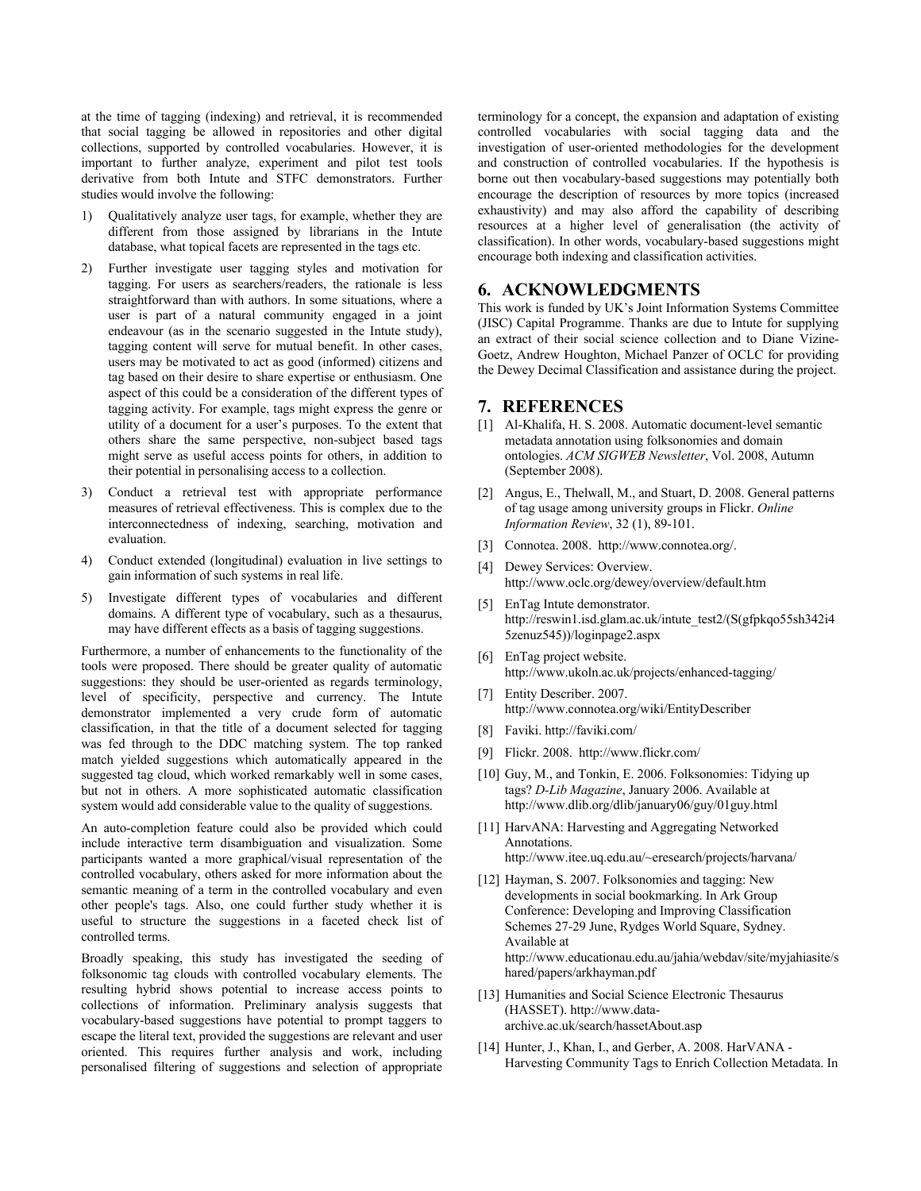at the time of tagging (indexing) and retrieval, it is recommended that social tagging be allowed in repositories and other digital collections, supported by controlled vocabularies. However, it is important to further analyze, experiment and pilot test tools derivative from both Intute and STFC demonstrators. Further studies would involve the following:

1) Qualitatively analyze user tags, for example, whether they are different from those assigned by librarians in the Intute database, what topical facets are represented in the tags etc.
2) Further investigate user tagging styles and motivation for tagging. For users as searchers/readers, the rationale is less straightforward than with authors. In some situations, where a user is part of a natural community engaged in a joint endeavour (as in the scenario suggested in the Intute study), tagging content will serve for mutual benefit. In other cases, users may be motivated to act as good (informed) citizens and tag based on their desire to share expertise or enthusiasm. One aspect of this could be a consideration of the different types of tagging activity. For example, tags might express the genre or utility of a document for a user's purposes. To the extent that others share the same perspective, non-subject based tags might serve as useful access points for others, in addition to their potential in personalising access to a collection.
3) Conduct a retrieval test with appropriate performance measures of retrieval effectiveness. This is complex due to the interconnectedness of indexing, searching, motivation and evaluation.
4) Conduct extended (longitudinal) evaluation in live settings to gain information of such systems in real life.
5) Investigate different types of vocabularies and different domains. A different type of vocabulary, such as a thesaurus, may have different effects as a basis of tagging suggestions.

Furthermore, a number of enhancements to the functionality of the tools were proposed. There should be greater quality of automatic suggestions: they should be user-oriented as regards terminology, level of specificity, perspective and currency. The Intute demonstrator implemented a very crude form of automatic classification, in that the title of a document selected for tagging was fed through to the DDC matching system. The top ranked match yielded suggestions which automatically appeared in the suggested tag cloud, which worked remarkably well in some cases, but not in others. A more sophisticated automatic classification system would add considerable value to the quality of suggestions.

An auto-completion feature could also be provided which could include interactive term disambiguation and visualization. Some participants wanted a more graphical/visual representation of the controlled vocabulary, others asked for more information about the semantic meaning of a term in the controlled vocabulary and even other people's tags. Also, one could further study whether it is useful to structure the suggestions in a faceted check list of controlled terms.

Broadly speaking, this study has investigated the seeding of folksonomic tag clouds with controlled vocabulary elements. The resulting hybrid shows potential to increase access points to collections of information. Preliminary analysis suggests that vocabulary-based suggestions have potential to prompt taggers to escape the literal text, provided the suggestions are relevant and user oriented. This requires further analysis and work, including personalised filtering of suggestions and selection of appropriate terminology for a concept, the expansion and adaptation of existing controlled vocabularies with social tagging data and the investigation of user-oriented methodologies for the development and construction of controlled vocabularies. If the hypothesis is borne out then vocabulary-based suggestions may potentially both encourage the description of resources by more topics (increased exhaustivity) and may also afford the capability of describing resources at a higher level of generalisation (the activity of classification). In other words, vocabulary-based suggestions might encourage both indexing and classification activities.

## 6. ACKNOWLEDGMENTS

This work is funded by UK's Joint Information Systems Committee (JISC) Capital Programme. Thanks are due to Intute for supplying an extract of their social science collection and to Diane Vizine-Goetz, Andrew Houghton, Michael Panzer of OCLC for providing the Dewey Decimal Classification and assistance during the project.

## 7. REFERENCES

[1] Al-Khalifa, H. S. 2008. Automatic document-level semantic metadata annotation using folksonomies and domain ontologies. *ACM SIGWEB Newsletter*, Vol. 2008, Autumn (September 2008).

[2] Angus, E., Thelwall, M., and Stuart, D. 2008. General patterns of tag usage among university groups in Flickr. *Online Information Review*, 32 (1), 89-101.

[3] Connotea. 2008. http://www.connotea.org/.

[4] Dewey Services: Overview. http://www.oclc.org/dewey/overview/default.htm

[5] EnTag Intute demonstrator. http://reswin1.isd.glam.ac.uk/intute_test2/(S(gfpkqo55sh342i45zenuz545))/loginpage2.aspx

[6] EnTag project website. http://www.ukoln.ac.uk/projects/enhanced-tagging/

[7] Entity Describer. 2007. http://www.connotea.org/wiki/EntityDescriber

[8] Faviki. http://faviki.com/

[9] Flickr. 2008. http://www.flickr.com/

[10] Guy, M., and Tonkin, E. 2006. Folksonomies: Tidying up tags? *D-Lib Magazine*, January 2006. Available at http://www.dlib.org/dlib/january06/guy/01guy.html

[11] HarvANA: Harvesting and Aggregating Networked Annotations. http://www.itee.uq.edu.au/~eresearch/projects/harvana/

[12] Hayman, S. 2007. Folksonomies and tagging: New developments in social bookmarking. In Ark Group Conference: Developing and Improving Classification Schemes 27-29 June, Rydges World Square, Sydney. Available at http://www.educationau.edu.au/jahia/webdav/site/myjahiasite/shared/papers/arkhayman.pdf

[13] Humanities and Social Science Electronic Thesaurus (HASSET). http://www.data-archive.ac.uk/search/hassetAbout.asp

[14] Hunter, J., Khan, I., and Gerber, A. 2008. HarVANA - Harvesting Community Tags to Enrich Collection Metadata. In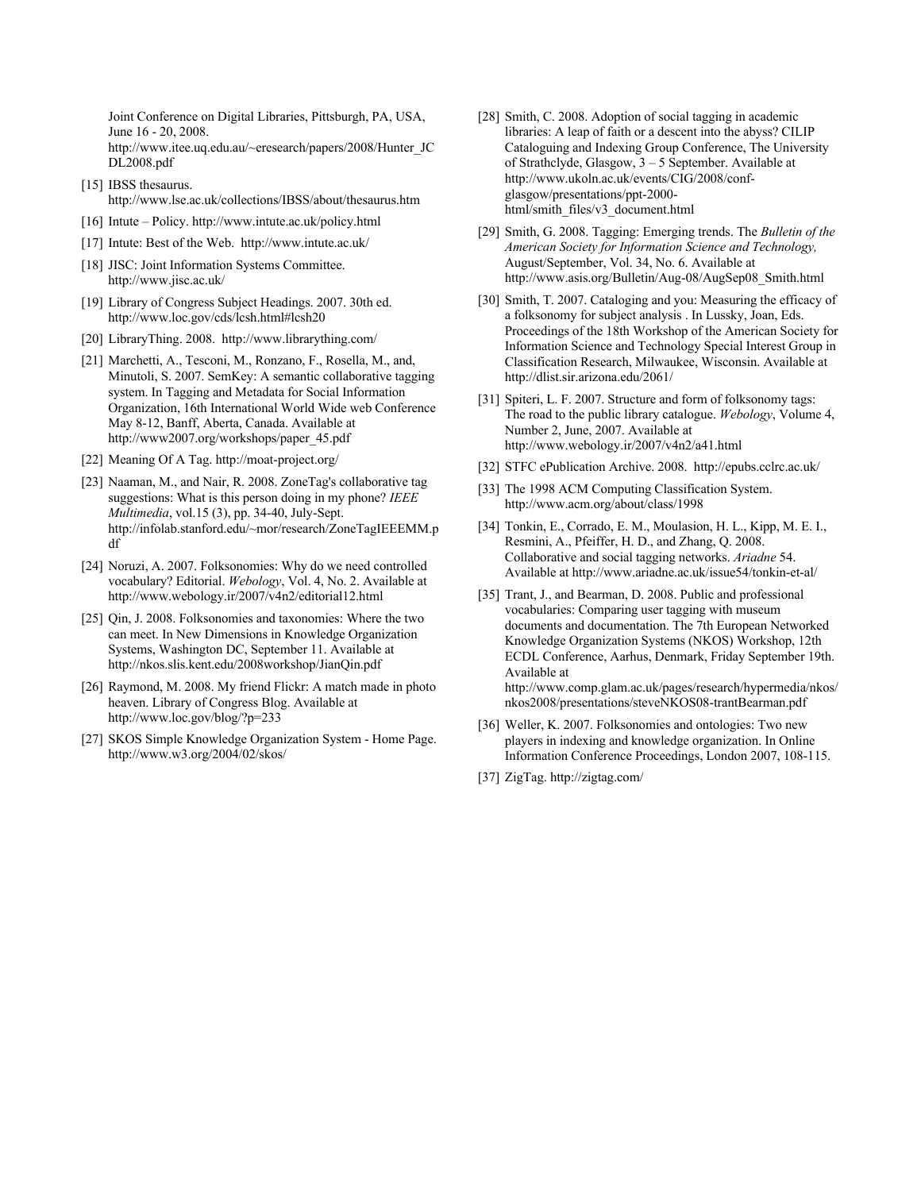Joint Conference on Digital Libraries, Pittsburgh, PA, USA, June 16 - 20, 2008. http://www.itee.uq.edu.au/~eresearch/papers/2008/Hunter_JCDL2008.pdf

[15] IBSS thesaurus. http://www.lse.ac.uk/collections/IBSS/about/thesaurus.htm

[16] Intute – Policy. http://www.intute.ac.uk/policy.html

[17] Intute: Best of the Web. http://www.intute.ac.uk/

[18] JISC: Joint Information Systems Committee. http://www.jisc.ac.uk/

[19] Library of Congress Subject Headings. 2007. 30th ed. http://www.loc.gov/cds/lcsh.html#lcsh20

[20] LibraryThing. 2008. http://www.librarything.com/

[21] Marchetti, A., Tesconi, M., Ronzano, F., Rosella, M., and, Minutoli, S. 2007. SemKey: A semantic collaborative tagging system. In Tagging and Metadata for Social Information Organization, 16th International World Wide web Conference May 8-12, Banff, Aberta, Canada. Available at http://www2007.org/workshops/paper_45.pdf

[22] Meaning Of A Tag. http://moat-project.org/

[23] Naaman, M., and Nair, R. 2008. ZoneTag's collaborative tag suggestions: What is this person doing in my phone? *IEEE Multimedia*, vol.15 (3), pp. 34-40, July-Sept. http://infolab.stanford.edu/~mor/research/ZoneTagIEEEMM.pdf

[24] Noruzi, A. 2007. Folksonomies: Why do we need controlled vocabulary? Editorial. *Webology*, Vol. 4, No. 2. Available at http://www.webology.ir/2007/v4n2/editorial12.html

[25] Qin, J. 2008. Folksonomies and taxonomies: Where the two can meet. In New Dimensions in Knowledge Organization Systems, Washington DC, September 11. Available at http://nkos.slis.kent.edu/2008workshop/JianQin.pdf

[26] Raymond, M. 2008. My friend Flickr: A match made in photo heaven. Library of Congress Blog. Available at http://www.loc.gov/blog/?p=233

[27] SKOS Simple Knowledge Organization System - Home Page. http://www.w3.org/2004/02/skos/

[28] Smith, C. 2008. Adoption of social tagging in academic libraries: A leap of faith or a descent into the abyss? CILIP Cataloguing and Indexing Group Conference, The University of Strathclyde, Glasgow, 3 – 5 September. Available at http://www.ukoln.ac.uk/events/CIG/2008/conf-glasgow/presentations/ppt-2000-html/smith_files/v3_document.html

[29] Smith, G. 2008. Tagging: Emerging trends. The *Bulletin of the American Society for Information Science and Technology,* August/September, Vol. 34, No. 6. Available at http://www.asis.org/Bulletin/Aug-08/AugSep08_Smith.html

[30] Smith, T. 2007. Cataloging and you: Measuring the efficacy of a folksonomy for subject analysis . In Lussky, Joan, Eds. Proceedings of the 18th Workshop of the American Society for Information Science and Technology Special Interest Group in Classification Research, Milwaukee, Wisconsin. Available at http://dlist.sir.arizona.edu/2061/

[31] Spiteri, L. F. 2007. Structure and form of folksonomy tags: The road to the public library catalogue. *Webology*, Volume 4, Number 2, June, 2007. Available at http://www.webology.ir/2007/v4n2/a41.html

[32] STFC ePublication Archive. 2008. http://epubs.cclrc.ac.uk/

[33] The 1998 ACM Computing Classification System. http://www.acm.org/about/class/1998

[34] Tonkin, E., Corrado, E. M., Moulasion, H. L., Kipp, M. E. I., Resmini, A., Pfeiffer, H. D., and Zhang, Q. 2008. Collaborative and social tagging networks. *Ariadne* 54. Available at http://www.ariadne.ac.uk/issue54/tonkin-et-al/

[35] Trant, J., and Bearman, D. 2008. Public and professional vocabularies: Comparing user tagging with museum documents and documentation. The 7th European Networked Knowledge Organization Systems (NKOS) Workshop, 12th ECDL Conference, Aarhus, Denmark, Friday September 19th. Available at http://www.comp.glam.ac.uk/pages/research/hypermedia/nkos/nkos2008/presentations/steveNKOS08-trantBearman.pdf

[36] Weller, K. 2007. Folksonomies and ontologies: Two new players in indexing and knowledge organization. In Online Information Conference Proceedings, London 2007, 108-115.

[37] ZigTag. http://zigtag.com/